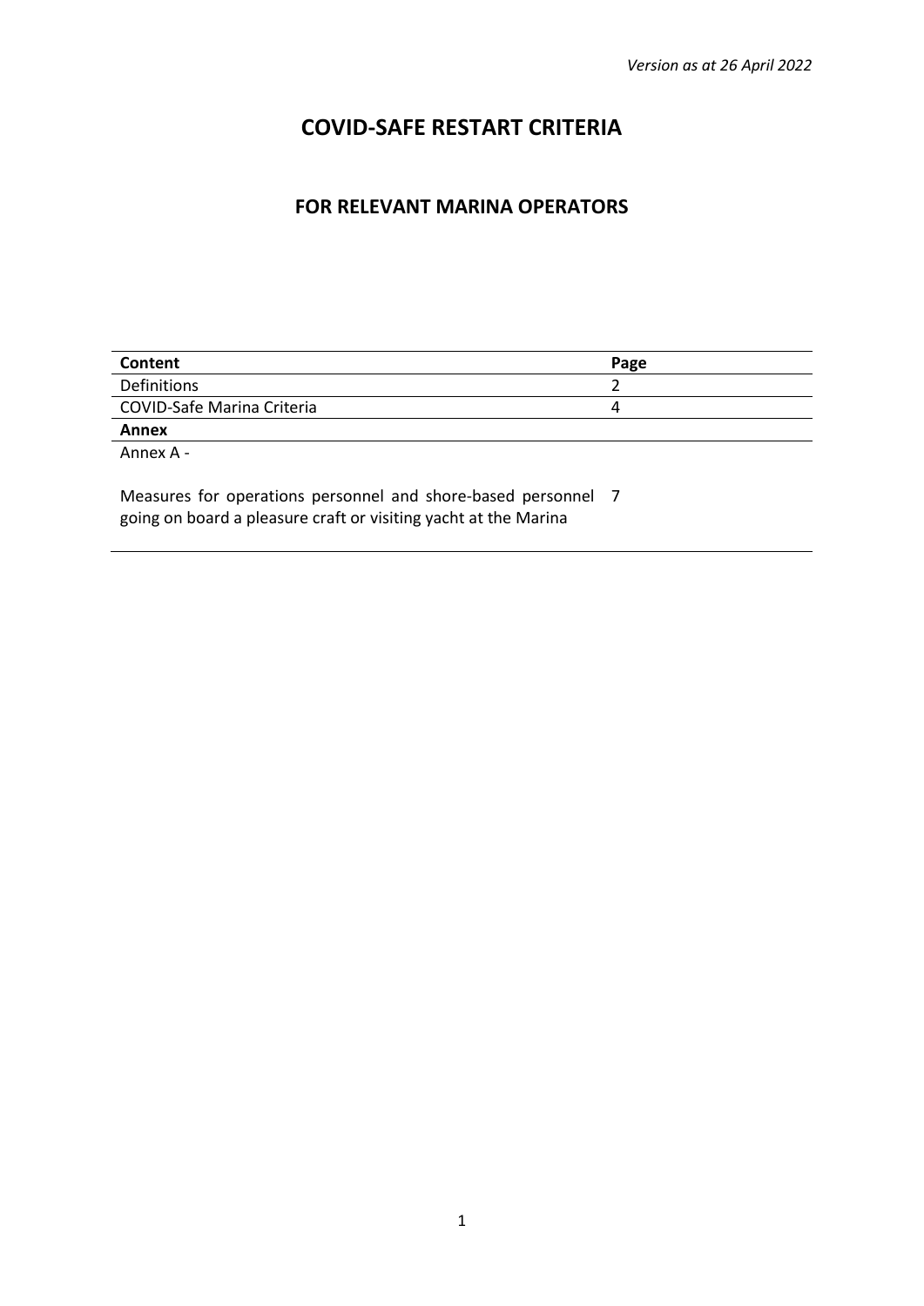*Version as at 26 April 2022*

# COVID-SAFE RESTART CRITERIA

## FOR RELEVANT MARINA OPERATORS

| Content | Page |
|---|---|
| Definitions | 2 |
| COVID-Safe Marina Criteria | 4 |
| **Annex** | |
| Annex A - <br><br>Measures for operations personnel and shore-based personnel going on board a pleasure craft or visiting yacht at the Marina | 7 |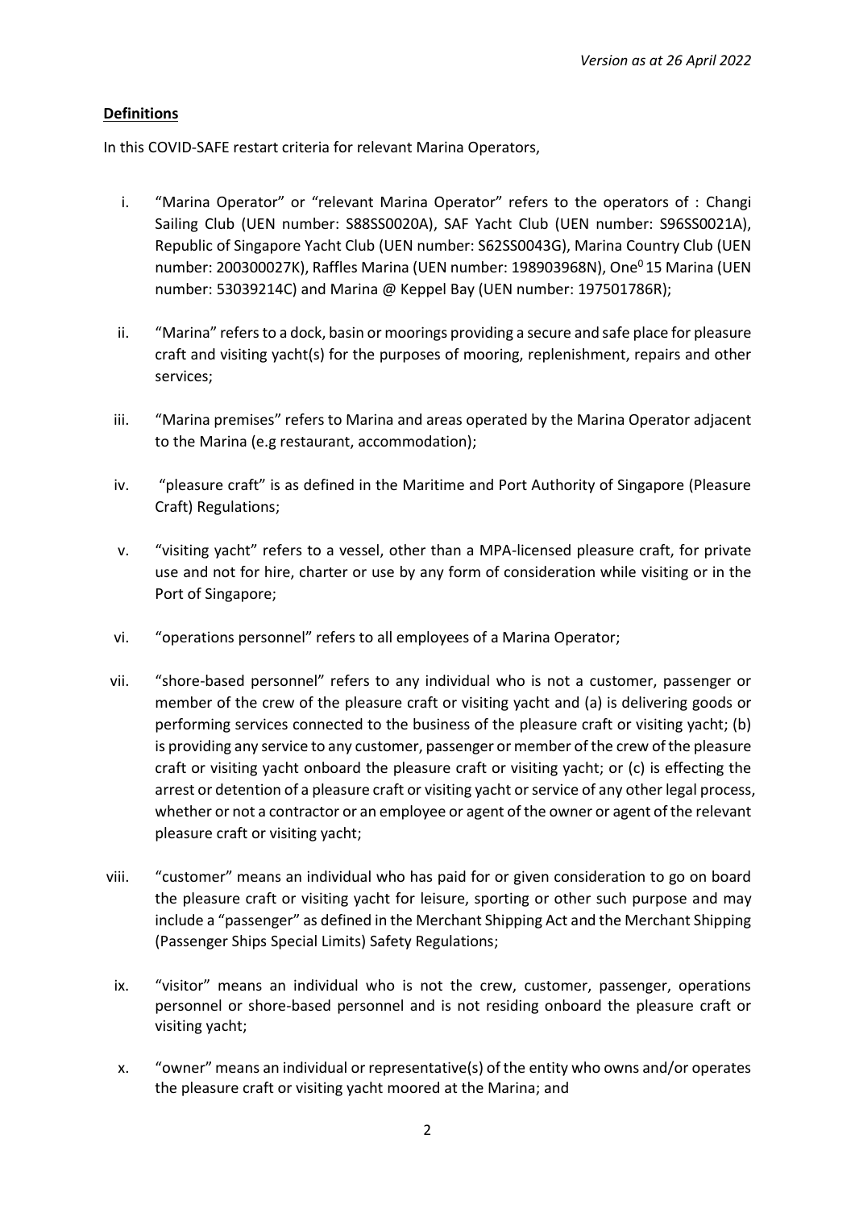*Version as at 26 April 2022*

**Definitions**

In this COVID-SAFE restart criteria for relevant Marina Operators,

i. "Marina Operator" or "relevant Marina Operator" refers to the operators of : Changi Sailing Club (UEN number: S88SS0020A), SAF Yacht Club (UEN number: S96SS0021A), Republic of Singapore Yacht Club (UEN number: S62SS0043G), Marina Country Club (UEN number: 200300027K), Raffles Marina (UEN number: 198903968N), One$^0$15 Marina (UEN number: 53039214C) and Marina @ Keppel Bay (UEN number: 197501786R);

ii. "Marina" refers to a dock, basin or moorings providing a secure and safe place for pleasure craft and visiting yacht(s) for the purposes of mooring, replenishment, repairs and other services;

iii. "Marina premises" refers to Marina and areas operated by the Marina Operator adjacent to the Marina (e.g restaurant, accommodation);

iv. "pleasure craft" is as defined in the Maritime and Port Authority of Singapore (Pleasure Craft) Regulations;

v. "visiting yacht" refers to a vessel, other than a MPA-licensed pleasure craft, for private use and not for hire, charter or use by any form of consideration while visiting or in the Port of Singapore;

vi. "operations personnel" refers to all employees of a Marina Operator;

vii. "shore-based personnel" refers to any individual who is not a customer, passenger or member of the crew of the pleasure craft or visiting yacht and (a) is delivering goods or performing services connected to the business of the pleasure craft or visiting yacht; (b) is providing any service to any customer, passenger or member of the crew of the pleasure craft or visiting yacht onboard the pleasure craft or visiting yacht; or (c) is effecting the arrest or detention of a pleasure craft or visiting yacht or service of any other legal process, whether or not a contractor or an employee or agent of the owner or agent of the relevant pleasure craft or visiting yacht;

viii. "customer" means an individual who has paid for or given consideration to go on board the pleasure craft or visiting yacht for leisure, sporting or other such purpose and may include a "passenger" as defined in the Merchant Shipping Act and the Merchant Shipping (Passenger Ships Special Limits) Safety Regulations;

ix. "visitor" means an individual who is not the crew, customer, passenger, operations personnel or shore-based personnel and is not residing onboard the pleasure craft or visiting yacht;

x. "owner" means an individual or representative(s) of the entity who owns and/or operates the pleasure craft or visiting yacht moored at the Marina; and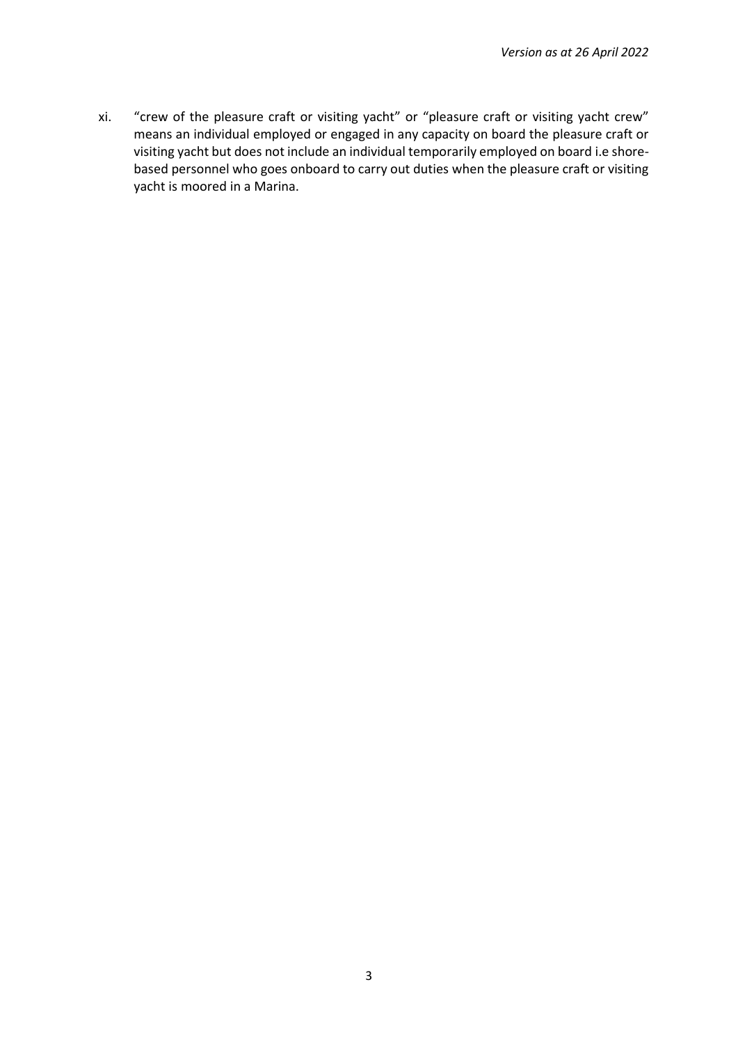xi. "crew of the pleasure craft or visiting yacht" or "pleasure craft or visiting yacht crew" means an individual employed or engaged in any capacity on board the pleasure craft or visiting yacht but does not include an individual temporarily employed on board i.e shore-based personnel who goes onboard to carry out duties when the pleasure craft or visiting yacht is moored in a Marina.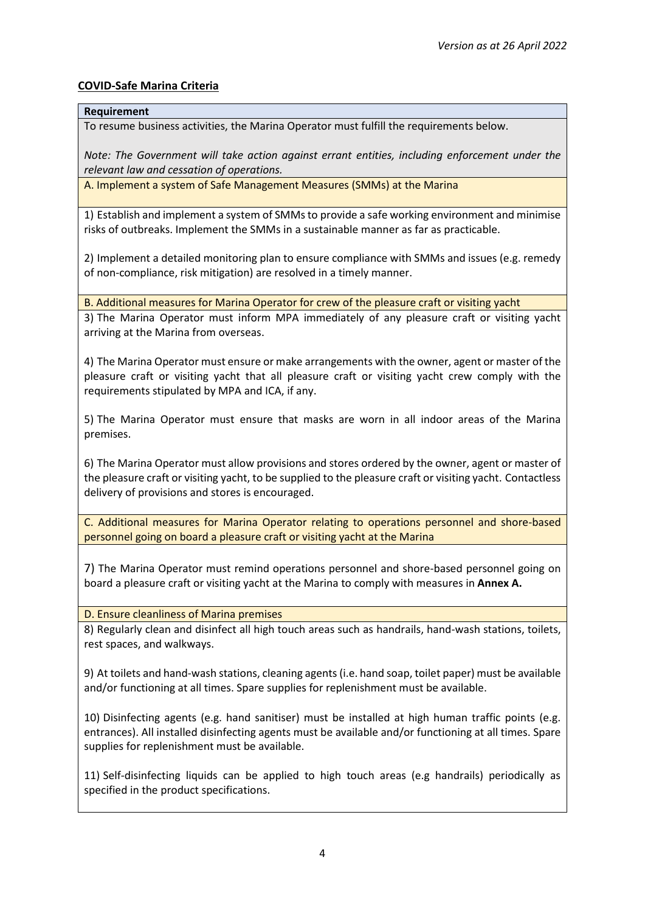*Version as at 26 April 2022*

**COVID-Safe Marina Criteria**

**Requirement**

To resume business activities, the Marina Operator must fulfill the requirements below.

*Note: The Government will take action against errant entities, including enforcement under the relevant law and cessation of operations.*

A. Implement a system of Safe Management Measures (SMMs) at the Marina

1) Establish and implement a system of SMMs to provide a safe working environment and minimise risks of outbreaks. Implement the SMMs in a sustainable manner as far as practicable.

2) Implement a detailed monitoring plan to ensure compliance with SMMs and issues (e.g. remedy of non-compliance, risk mitigation) are resolved in a timely manner.

B. Additional measures for Marina Operator for crew of the pleasure craft or visiting yacht

3) The Marina Operator must inform MPA immediately of any pleasure craft or visiting yacht arriving at the Marina from overseas.

4) The Marina Operator must ensure or make arrangements with the owner, agent or master of the pleasure craft or visiting yacht that all pleasure craft or visiting yacht crew comply with the requirements stipulated by MPA and ICA, if any.

5) The Marina Operator must ensure that masks are worn in all indoor areas of the Marina premises.

6) The Marina Operator must allow provisions and stores ordered by the owner, agent or master of the pleasure craft or visiting yacht, to be supplied to the pleasure craft or visiting yacht. Contactless delivery of provisions and stores is encouraged.

C. Additional measures for Marina Operator relating to operations personnel and shore-based personnel going on board a pleasure craft or visiting yacht at the Marina

7) The Marina Operator must remind operations personnel and shore-based personnel going on board a pleasure craft or visiting yacht at the Marina to comply with measures in **Annex A.**

D. Ensure cleanliness of Marina premises

8) Regularly clean and disinfect all high touch areas such as handrails, hand-wash stations, toilets, rest spaces, and walkways.

9) At toilets and hand-wash stations, cleaning agents (i.e. hand soap, toilet paper) must be available and/or functioning at all times. Spare supplies for replenishment must be available.

10) Disinfecting agents (e.g. hand sanitiser) must be installed at high human traffic points (e.g. entrances). All installed disinfecting agents must be available and/or functioning at all times. Spare supplies for replenishment must be available.

11) Self-disinfecting liquids can be applied to high touch areas (e.g handrails) periodically as specified in the product specifications.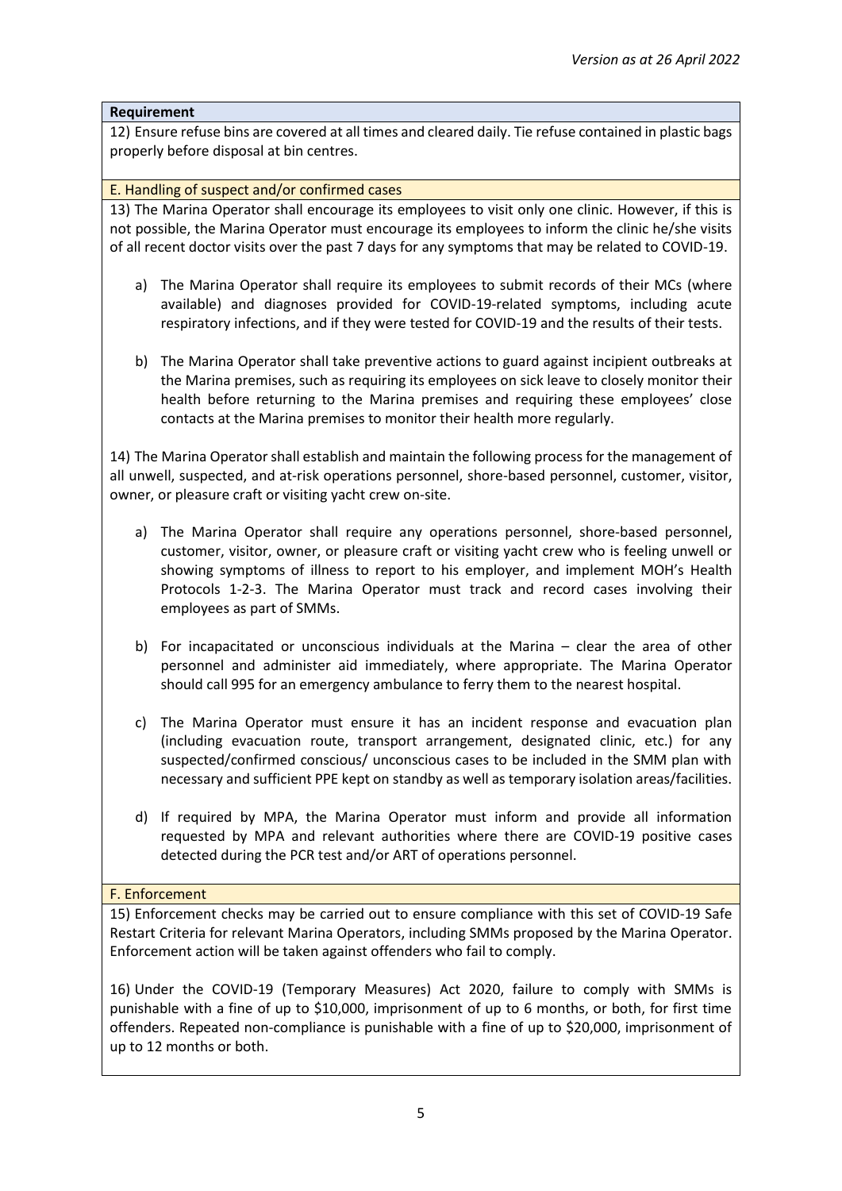**Requirement**

12) Ensure refuse bins are covered at all times and cleared daily. Tie refuse contained in plastic bags properly before disposal at bin centres.

E. Handling of suspect and/or confirmed cases

13) The Marina Operator shall encourage its employees to visit only one clinic. However, if this is not possible, the Marina Operator must encourage its employees to inform the clinic he/she visits of all recent doctor visits over the past 7 days for any symptoms that may be related to COVID-19.

a) The Marina Operator shall require its employees to submit records of their MCs (where available) and diagnoses provided for COVID-19-related symptoms, including acute respiratory infections, and if they were tested for COVID-19 and the results of their tests.

b) The Marina Operator shall take preventive actions to guard against incipient outbreaks at the Marina premises, such as requiring its employees on sick leave to closely monitor their health before returning to the Marina premises and requiring these employees' close contacts at the Marina premises to monitor their health more regularly.

14) The Marina Operator shall establish and maintain the following process for the management of all unwell, suspected, and at-risk operations personnel, shore-based personnel, customer, visitor, owner, or pleasure craft or visiting yacht crew on-site.

a) The Marina Operator shall require any operations personnel, shore-based personnel, customer, visitor, owner, or pleasure craft or visiting yacht crew who is feeling unwell or showing symptoms of illness to report to his employer, and implement MOH's Health Protocols 1-2-3. The Marina Operator must track and record cases involving their employees as part of SMMs.

b) For incapacitated or unconscious individuals at the Marina – clear the area of other personnel and administer aid immediately, where appropriate. The Marina Operator should call 995 for an emergency ambulance to ferry them to the nearest hospital.

c) The Marina Operator must ensure it has an incident response and evacuation plan (including evacuation route, transport arrangement, designated clinic, etc.) for any suspected/confirmed conscious/ unconscious cases to be included in the SMM plan with necessary and sufficient PPE kept on standby as well as temporary isolation areas/facilities.

d) If required by MPA, the Marina Operator must inform and provide all information requested by MPA and relevant authorities where there are COVID-19 positive cases detected during the PCR test and/or ART of operations personnel.

F. Enforcement

15) Enforcement checks may be carried out to ensure compliance with this set of COVID-19 Safe Restart Criteria for relevant Marina Operators, including SMMs proposed by the Marina Operator. Enforcement action will be taken against offenders who fail to comply.

16) Under the COVID-19 (Temporary Measures) Act 2020, failure to comply with SMMs is punishable with a fine of up to $10,000, imprisonment of up to 6 months, or both, for first time offenders. Repeated non-compliance is punishable with a fine of up to $20,000, imprisonment of up to 12 months or both.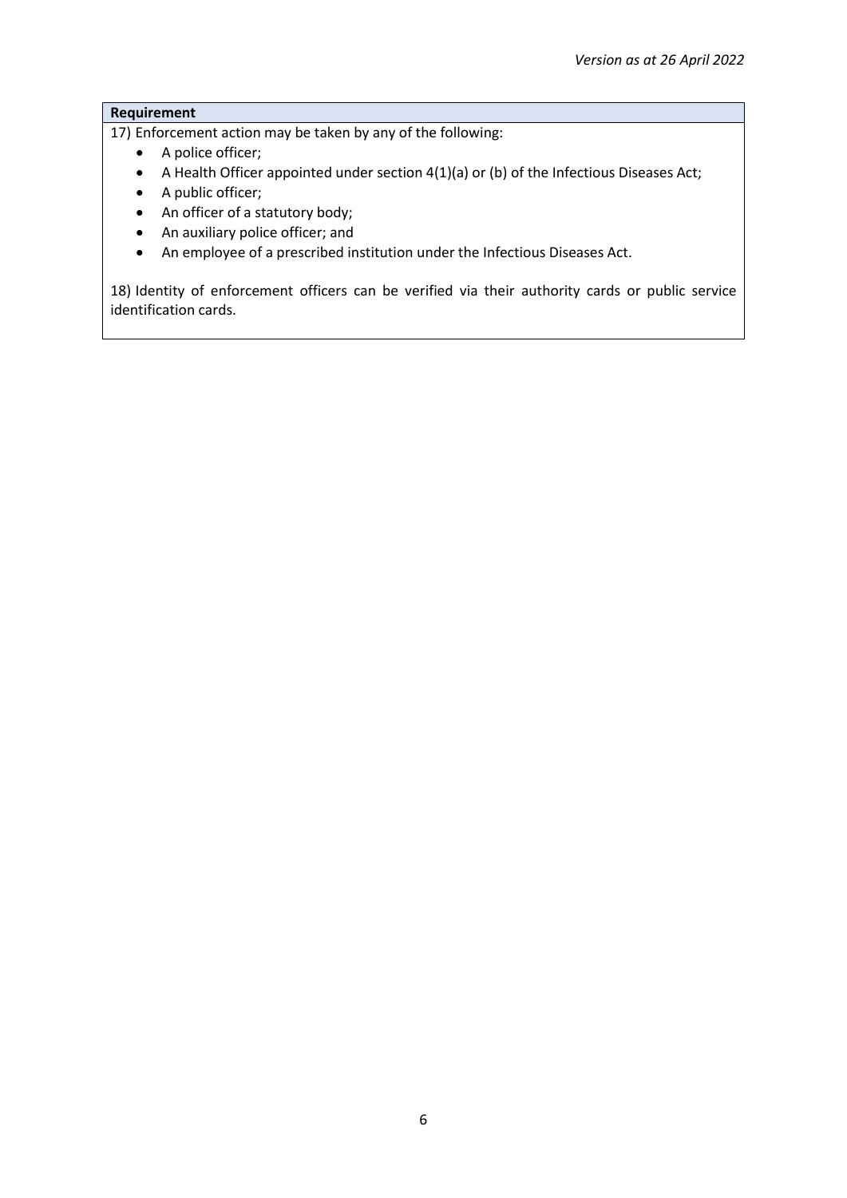| Requirement |
| --- |
| 17) Enforcement action may be taken by any of the following:<br>• A police officer;<br>• A Health Officer appointed under section 4(1)(a) or (b) of the Infectious Diseases Act;<br>• A public officer;<br>• An officer of a statutory body;<br>• An auxiliary police officer; and<br>• An employee of a prescribed institution under the Infectious Diseases Act.<br><br>18) Identity of enforcement officers can be verified via their authority cards or public service identification cards. |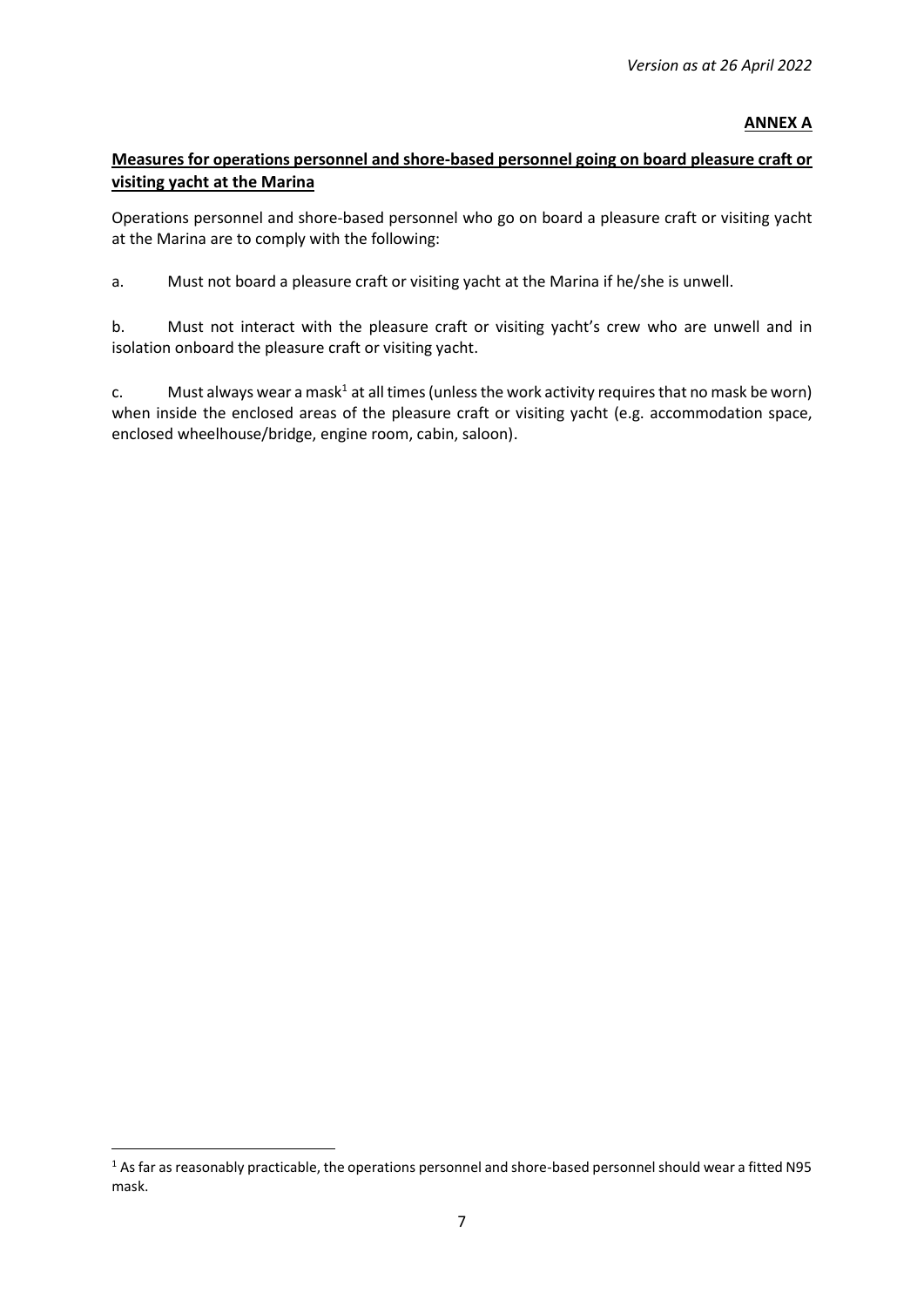*Version as at 26 April 2022*

**ANNEX A**

**Measures for operations personnel and shore-based personnel going on board pleasure craft or visiting yacht at the Marina**

Operations personnel and shore-based personnel who go on board a pleasure craft or visiting yacht at the Marina are to comply with the following:

a. Must not board a pleasure craft or visiting yacht at the Marina if he/she is unwell.

b. Must not interact with the pleasure craft or visiting yacht's crew who are unwell and in isolation onboard the pleasure craft or visiting yacht.

c. Must always wear a mask[1] at all times (unless the work activity requires that no mask be worn) when inside the enclosed areas of the pleasure craft or visiting yacht (e.g. accommodation space, enclosed wheelhouse/bridge, engine room, cabin, saloon).

---

[1] As far as reasonably practicable, the operations personnel and shore-based personnel should wear a fitted N95 mask.